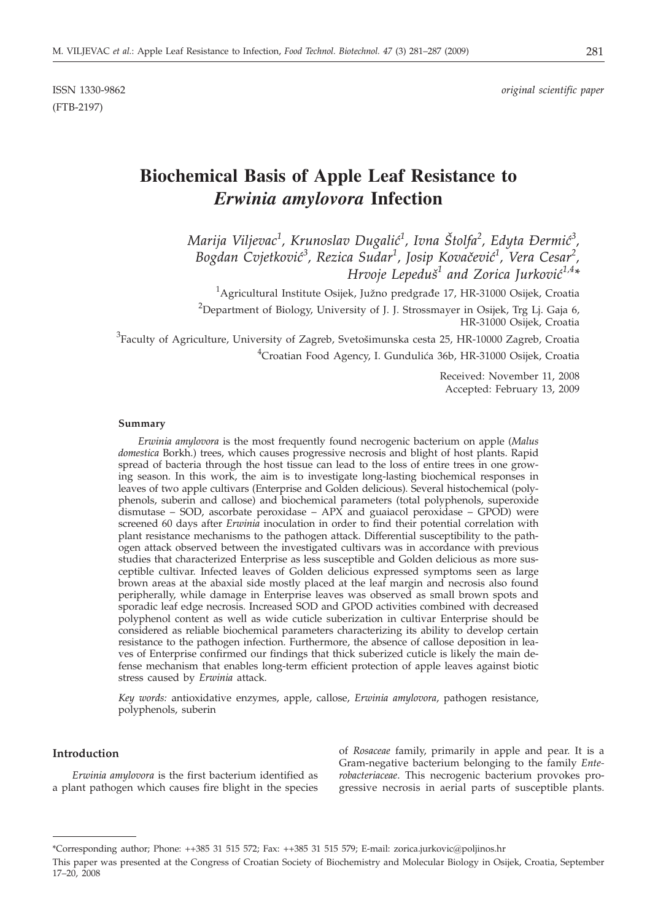ISSN 1330-9862 *original scientific paper*
(FTB-2197)

# Biochemical Basis of Apple Leaf Resistance to *Erwinia amylovora* Infection

*Marija Viljevac[1], Krunoslav Dugalić[1], Ivna Štolfa[2], Edyta Đermić[3], Bogdan Cvjetković[3], Rezica Sudar[1], Josip Kovačević[1], Vera Cesar[2], Hrvoje Lepeduš[1] and Zorica Jurković[1,4]**

[1]Agricultural Institute Osijek, Južno predgrađe 17, HR-31000 Osijek, Croatia

[2]Department of Biology, University of J. J. Strossmayer in Osijek, Trg Lj. Gaja 6, HR-31000 Osijek, Croatia

[3]Faculty of Agriculture, University of Zagreb, Svetošimunska cesta 25, HR-10000 Zagreb, Croatia

[4]Croatian Food Agency, I. Gundulića 36b, HR-31000 Osijek, Croatia

Received: November 11, 2008
Accepted: February 13, 2009

### Summary

*Erwinia amylovora* is the most frequently found necrogenic bacterium on apple (*Malus domestica* Borkh.) trees, which causes progressive necrosis and blight of host plants. Rapid spread of bacteria through the host tissue can lead to the loss of entire trees in one growing season. In this work, the aim is to investigate long-lasting biochemical responses in leaves of two apple cultivars (Enterprise and Golden delicious). Several histochemical (polyphenols, suberin and callose) and biochemical parameters (total polyphenols, superoxide dismutase – SOD, ascorbate peroxidase – APX and guaiacol peroxidase – GPOD) were screened 60 days after *Erwinia* inoculation in order to find their potential correlation with plant resistance mechanisms to the pathogen attack. Differential susceptibility to the pathogen attack observed between the investigated cultivars was in accordance with previous studies that characterized Enterprise as less susceptible and Golden delicious as more susceptible cultivar. Infected leaves of Golden delicious expressed symptoms seen as large brown areas at the abaxial side mostly placed at the leaf margin and necrosis also found peripherally, while damage in Enterprise leaves was observed as small brown spots and sporadic leaf edge necrosis. Increased SOD and GPOD activities combined with decreased polyphenol content as well as wide cuticle suberization in cultivar Enterprise should be considered as reliable biochemical parameters characterizing its ability to develop certain resistance to the pathogen infection. Furthermore, the absence of callose deposition in leaves of Enterprise confirmed our findings that thick suberized cuticle is likely the main defense mechanism that enables long-term efficient protection of apple leaves against biotic stress caused by *Erwinia* attack.

*Key words:* antioxidative enzymes, apple, callose, *Erwinia amylovora*, pathogen resistance, polyphenols, suberin

## Introduction

*Erwinia amylovora* is the first bacterium identified as a plant pathogen which causes fire blight in the species of *Rosaceae* family, primarily in apple and pear. It is a Gram-negative bacterium belonging to the family *Enterobacteriaceae*. This necrogenic bacterium provokes progressive necrosis in aerial parts of susceptible plants.

---

*Corresponding author; Phone: ++385 31 515 572; Fax: ++385 31 515 579; E-mail: zorica.jurkovic@poljinos.hr

This paper was presented at the Congress of Croatian Society of Biochemistry and Molecular Biology in Osijek, Croatia, September 17–20, 2008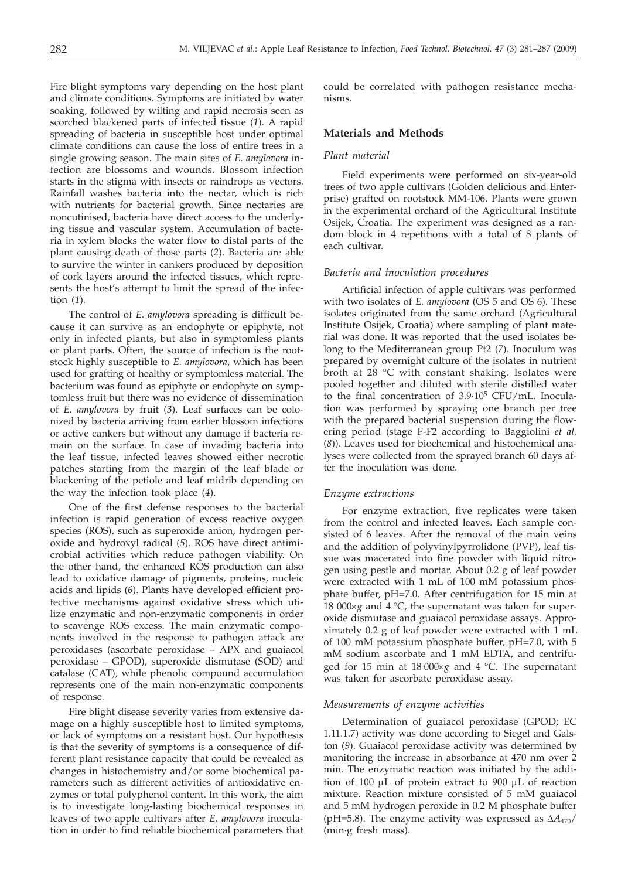Fire blight symptoms vary depending on the host plant and climate conditions. Symptoms are initiated by water soaking, followed by wilting and rapid necrosis seen as scorched blackened parts of infected tissue (*1*). A rapid spreading of bacteria in susceptible host under optimal climate conditions can cause the loss of entire trees in a single growing season. The main sites of *E. amylovora* infection are blossoms and wounds. Blossom infection starts in the stigma with insects or raindrops as vectors. Rainfall washes bacteria into the nectar, which is rich with nutrients for bacterial growth. Since nectaries are noncutinised, bacteria have direct access to the underlying tissue and vascular system. Accumulation of bacteria in xylem blocks the water flow to distal parts of the plant causing death of those parts (*2*). Bacteria are able to survive the winter in cankers produced by deposition of cork layers around the infected tissues, which represents the host's attempt to limit the spread of the infection (*1*).

The control of *E. amylovora* spreading is difficult because it can survive as an endophyte or epiphyte, not only in infected plants, but also in symptomless plants or plant parts. Often, the source of infection is the rootstock highly susceptible to *E. amylovora*, which has been used for grafting of healthy or symptomless material. The bacterium was found as epiphyte or endophyte on symptomless fruit but there was no evidence of dissemination of *E. amylovora* by fruit (*3*). Leaf surfaces can be colonized by bacteria arriving from earlier blossom infections or active cankers but without any damage if bacteria remain on the surface. In case of invading bacteria into the leaf tissue, infected leaves showed either necrotic patches starting from the margin of the leaf blade or blackening of the petiole and leaf midrib depending on the way the infection took place (*4*).

One of the first defense responses to the bacterial infection is rapid generation of excess reactive oxygen species (ROS), such as superoxide anion, hydrogen peroxide and hydroxyl radical (*5*). ROS have direct antimicrobial activities which reduce pathogen viability. On the other hand, the enhanced ROS production can also lead to oxidative damage of pigments, proteins, nucleic acids and lipids (*6*). Plants have developed efficient protective mechanisms against oxidative stress which utilize enzymatic and non-enzymatic components in order to scavenge ROS excess. The main enzymatic components involved in the response to pathogen attack are peroxidases (ascorbate peroxidase – APX and guaiacol peroxidase – GPOD), superoxide dismutase (SOD) and catalase (CAT), while phenolic compound accumulation represents one of the main non-enzymatic components of response.

Fire blight disease severity varies from extensive damage on a highly susceptible host to limited symptoms, or lack of symptoms on a resistant host. Our hypothesis is that the severity of symptoms is a consequence of different plant resistance capacity that could be revealed as changes in histochemistry and/or some biochemical parameters such as different activities of antioxidative enzymes or total polyphenol content. In this work, the aim is to investigate long-lasting biochemical responses in leaves of two apple cultivars after *E. amylovora* inoculation in order to find reliable biochemical parameters that could be correlated with pathogen resistance mechanisms.

## Materials and Methods

### Plant material

Field experiments were performed on six-year-old trees of two apple cultivars (Golden delicious and Enterprise) grafted on rootstock MM-106. Plants were grown in the experimental orchard of the Agricultural Institute Osijek, Croatia. The experiment was designed as a random block in 4 repetitions with a total of 8 plants of each cultivar.

### Bacteria and inoculation procedures

Artificial infection of apple cultivars was performed with two isolates of *E. amylovora* (OS 5 and OS 6). These isolates originated from the same orchard (Agricultural Institute Osijek, Croatia) where sampling of plant material was done. It was reported that the used isolates belong to the Mediterranean group Pt2 (*7*). Inoculum was prepared by overnight culture of the isolates in nutrient broth at 28 °C with constant shaking. Isolates were pooled together and diluted with sterile distilled water to the final concentration of $3.9 \cdot 10^5$ CFU/mL. Inoculation was performed by spraying one branch per tree with the prepared bacterial suspension during the flowering period (stage F-F2 according to Baggiolini *et al.* (*8*)). Leaves used for biochemical and histochemical analyses were collected from the sprayed branch 60 days after the inoculation was done.

### Enzyme extractions

For enzyme extraction, five replicates were taken from the control and infected leaves. Each sample consisted of 6 leaves. After the removal of the main veins and the addition of polyvinylpyrrolidone (PVP), leaf tissue was macerated into fine powder with liquid nitrogen using pestle and mortar. About 0.2 g of leaf powder were extracted with 1 mL of 100 mM potassium phosphate buffer, pH=7.0. After centrifugation for 15 min at 18 000×*g* and 4 °C, the supernatant was taken for superoxide dismutase and guaiacol peroxidase assays. Approximately 0.2 g of leaf powder were extracted with 1 mL of 100 mM potassium phosphate buffer, pH=7.0, with 5 mM sodium ascorbate and 1 mM EDTA, and centrifuged for 15 min at 18 000×*g* and 4 °C. The supernatant was taken for ascorbate peroxidase assay.

### Measurements of enzyme activities

Determination of guaiacol peroxidase (GPOD; EC 1.11.1.7) activity was done according to Siegel and Galston (*9*). Guaiacol peroxidase activity was determined by monitoring the increase in absorbance at 470 nm over 2 min. The enzymatic reaction was initiated by the addition of 100 μL of protein extract to 900 μL of reaction mixture. Reaction mixture consisted of 5 mM guaiacol and 5 mM hydrogen peroxide in 0.2 M phosphate buffer (pH=5.8). The enzyme activity was expressed as $\Delta A_{470}$/(min·g fresh mass).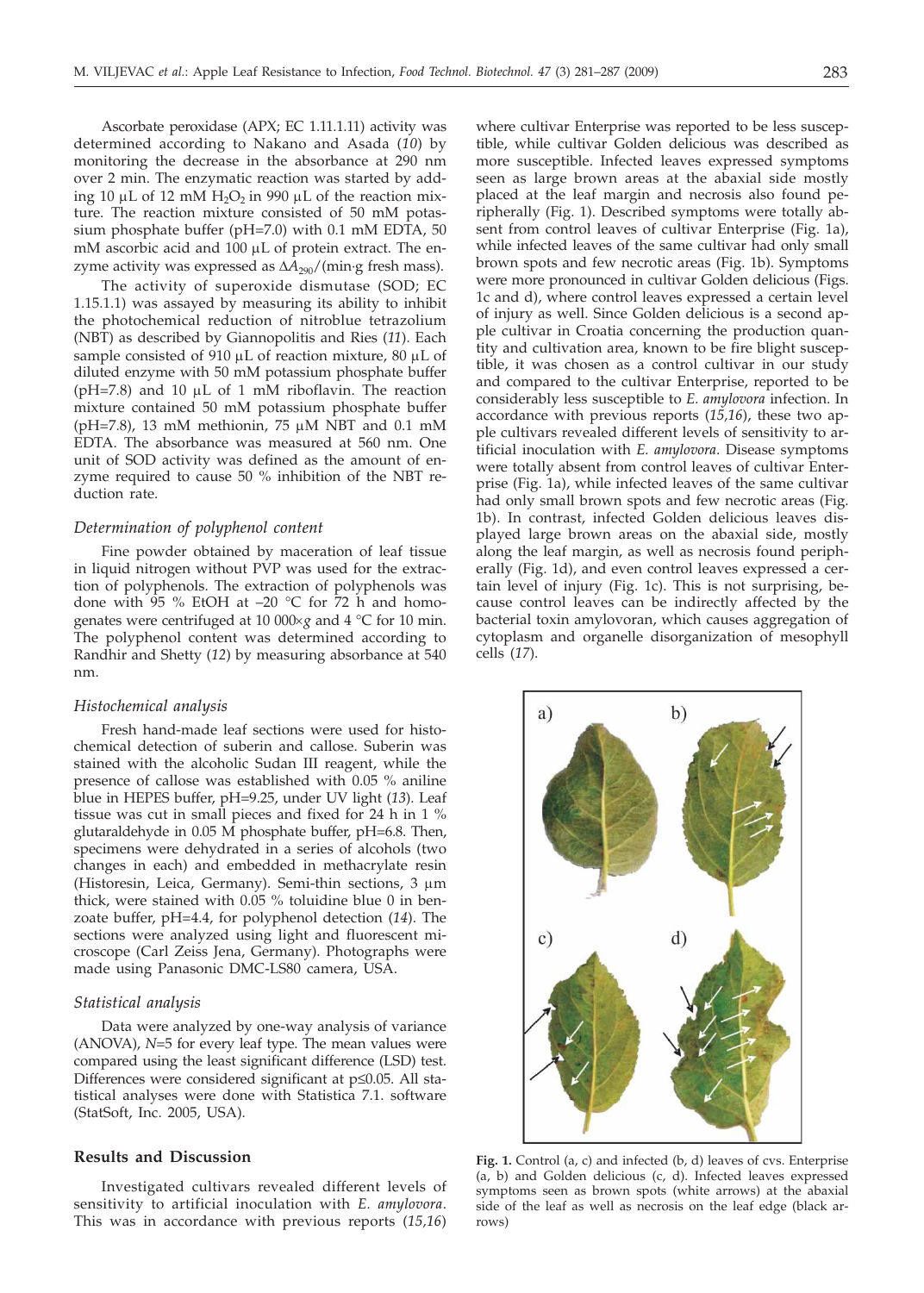Ascorbate peroxidase (APX; EC 1.11.1.11) activity was determined according to Nakano and Asada (*10*) by monitoring the decrease in the absorbance at 290 nm over 2 min. The enzymatic reaction was started by adding 10 µL of 12 mM $H_2O_2$ in 990 µL of the reaction mixture. The reaction mixture consisted of 50 mM potassium phosphate buffer (pH=7.0) with 0.1 mM EDTA, 50 mM ascorbic acid and 100 µL of protein extract. The enzyme activity was expressed as $\Delta A_{290}$/(min·g fresh mass).

The activity of superoxide dismutase (SOD; EC 1.15.1.1) was assayed by measuring its ability to inhibit the photochemical reduction of nitroblue tetrazolium (NBT) as described by Giannopolitis and Ries (*11*). Each sample consisted of 910 µL of reaction mixture, 80 µL of diluted enzyme with 50 mM potassium phosphate buffer (pH=7.8) and 10 µL of 1 mM riboflavin. The reaction mixture contained 50 mM potassium phosphate buffer (pH=7.8), 13 mM methionin, 75 µM NBT and 0.1 mM EDTA. The absorbance was measured at 560 nm. One unit of SOD activity was defined as the amount of enzyme required to cause 50 % inhibition of the NBT reduction rate.

### *Determination of polyphenol content*

Fine powder obtained by maceration of leaf tissue in liquid nitrogen without PVP was used for the extraction of polyphenols. The extraction of polyphenols was done with 95 % EtOH at –20 °C for 72 h and homogenates were centrifuged at 10 000×*g* and 4 °C for 10 min. The polyphenol content was determined according to Randhir and Shetty (*12*) by measuring absorbance at 540 nm.

### *Histochemical analysis*

Fresh hand-made leaf sections were used for histochemical detection of suberin and callose. Suberin was stained with the alcoholic Sudan III reagent, while the presence of callose was established with 0.05 % aniline blue in HEPES buffer, pH=9.25, under UV light (*13*). Leaf tissue was cut in small pieces and fixed for 24 h in 1 % glutaraldehyde in 0.05 M phosphate buffer, pH=6.8. Then, specimens were dehydrated in a series of alcohols (two changes in each) and embedded in methacrylate resin (Historesin, Leica, Germany). Semi-thin sections, 3 µm thick, were stained with 0.05 % toluidine blue 0 in benzoate buffer, pH=4.4, for polyphenol detection (*14*). The sections were analyzed using light and fluorescent microscope (Carl Zeiss Jena, Germany). Photographs were made using Panasonic DMC-LS80 camera, USA.

### *Statistical analysis*

Data were analyzed by one-way analysis of variance (ANOVA), *N*=5 for every leaf type. The mean values were compared using the least significant difference (LSD) test. Differences were considered significant at $p \leq 0.05$. All statistical analyses were done with Statistica 7.1. software (StatSoft, Inc. 2005, USA).

## Results and Discussion

Investigated cultivars revealed different levels of sensitivity to artificial inoculation with *E. amylovora*. This was in accordance with previous reports (*15,16*) where cultivar Enterprise was reported to be less susceptible, while cultivar Golden delicious was described as more susceptible. Infected leaves expressed symptoms seen as large brown areas at the abaxial side mostly placed at the leaf margin and necrosis also found peripherally (Fig. 1). Described symptoms were totally absent from control leaves of cultivar Enterprise (Fig. 1a), while infected leaves of the same cultivar had only small brown spots and few necrotic areas (Fig. 1b). Symptoms were more pronounced in cultivar Golden delicious (Figs. 1c and d), where control leaves expressed a certain level of injury as well. Since Golden delicious is a second apple cultivar in Croatia concerning the production quantity and cultivation area, known to be fire blight susceptible, it was chosen as a control cultivar in our study and compared to the cultivar Enterprise, reported to be considerably less susceptible to *E. amylovora* infection. In accordance with previous reports (*15,16*), these two apple cultivars revealed different levels of sensitivity to artificial inoculation with *E. amylovora*. Disease symptoms were totally absent from control leaves of cultivar Enterprise (Fig. 1a), while infected leaves of the same cultivar had only small brown spots and few necrotic areas (Fig. 1b). In contrast, infected Golden delicious leaves displayed large brown areas on the abaxial side, mostly along the leaf margin, as well as necrosis found peripherally (Fig. 1d), and even control leaves expressed a certain level of injury (Fig. 1c). This is not surprising, because control leaves can be indirectly affected by the bacterial toxin amylovoran, which causes aggregation of cytoplasm and organelle disorganization of mesophyll cells (*17*).

**Fig. 1.** Control (a, c) and infected (b, d) leaves of cvs. Enterprise (a, b) and Golden delicious (c, d). Infected leaves expressed symptoms seen as brown spots (white arrows) at the abaxial side of the leaf as well as necrosis on the leaf edge (black arrows)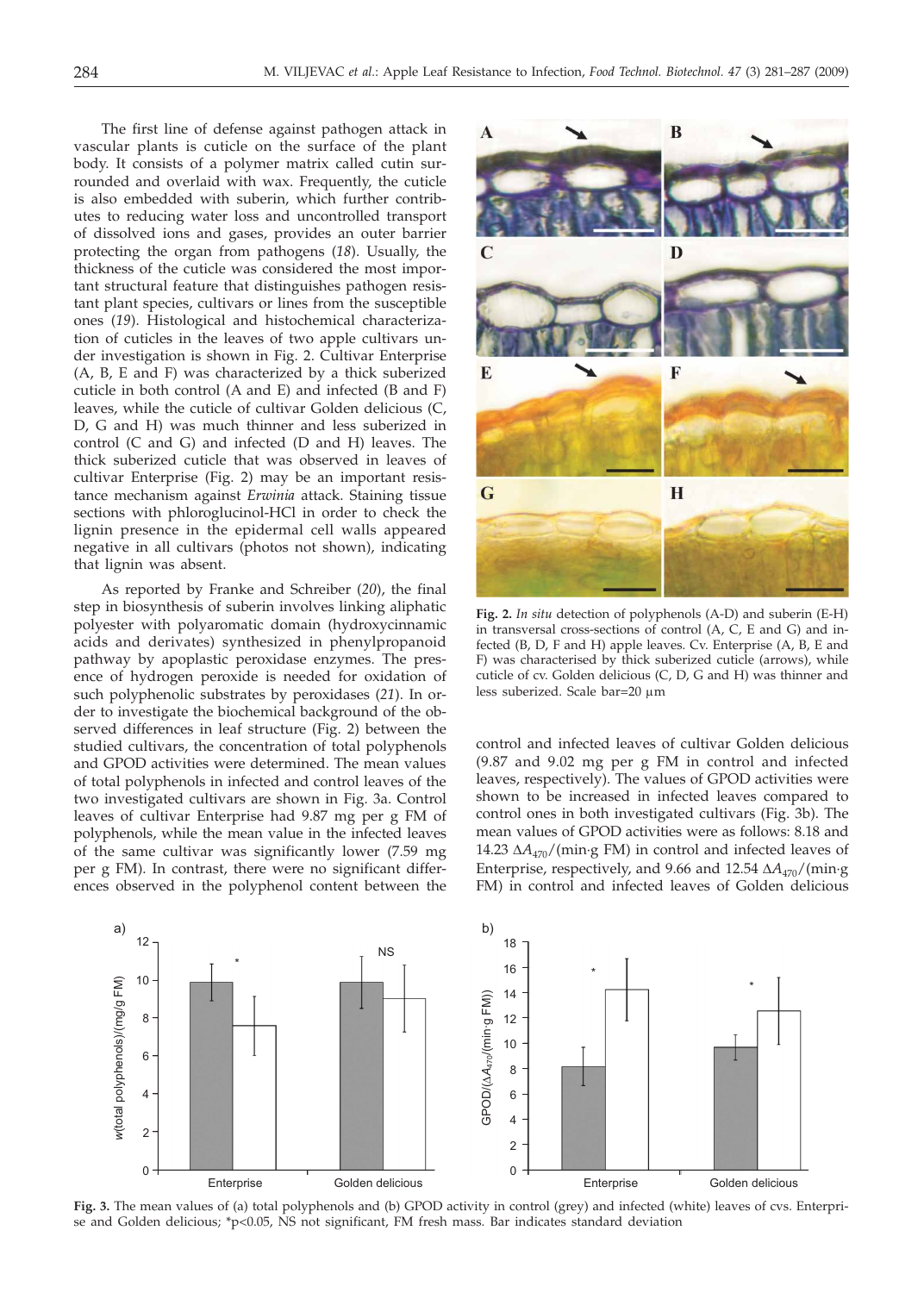The first line of defense against pathogen attack in vascular plants is cuticle on the surface of the plant body. It consists of a polymer matrix called cutin surrounded and overlaid with wax. Frequently, the cuticle is also embedded with suberin, which further contributes to reducing water loss and uncontrolled transport of dissolved ions and gases, provides an outer barrier protecting the organ from pathogens (*18*). Usually, the thickness of the cuticle was considered the most important structural feature that distinguishes pathogen resistant plant species, cultivars or lines from the susceptible ones (*19*). Histological and histochemical characterization of cuticles in the leaves of two apple cultivars under investigation is shown in Fig. 2. Cultivar Enterprise (A, B, E and F) was characterized by a thick suberized cuticle in both control (A and E) and infected (B and F) leaves, while the cuticle of cultivar Golden delicious (C, D, G and H) was much thinner and less suberized in control (C and G) and infected (D and H) leaves. The thick suberized cuticle that was observed in leaves of cultivar Enterprise (Fig. 2) may be an important resistance mechanism against *Erwinia* attack. Staining tissue sections with phloroglucinol-HCl in order to check the lignin presence in the epidermal cell walls appeared negative in all cultivars (photos not shown), indicating that lignin was absent.

As reported by Franke and Schreiber (*20*), the final step in biosynthesis of suberin involves linking aliphatic polyester with polyaromatic domain (hydroxycinnamic acids and derivates) synthesized in phenylpropanoid pathway by apoplastic peroxidase enzymes. The presence of hydrogen peroxide is needed for oxidation of such polyphenolic substrates by peroxidases (*21*). In order to investigate the biochemical background of the observed differences in leaf structure (Fig. 2) between the studied cultivars, the concentration of total polyphenols and GPOD activities were determined. The mean values of total polyphenols in infected and control leaves of the two investigated cultivars are shown in Fig. 3a. Control leaves of cultivar Enterprise had 9.87 mg per g FM of polyphenols, while the mean value in the infected leaves of the same cultivar was significantly lower (7.59 mg per g FM). In contrast, there were no significant differences observed in the polyphenol content between the control and infected leaves of cultivar Golden delicious (9.87 and 9.02 mg per g FM in control and infected leaves, respectively). The values of GPOD activities were shown to be increased in infected leaves compared to control ones in both investigated cultivars (Fig. 3b). The mean values of GPOD activities were as follows: 8.18 and 14.23 $\Delta A_{470}$/(min·g FM) in control and infected leaves of Enterprise, respectively, and 9.66 and 12.54 $\Delta A_{470}$/(min·g FM) in control and infected leaves of Golden delicious

**Fig. 2.** *In situ* detection of polyphenols (A-D) and suberin (E-H) in transversal cross-sections of control (A, C, E and G) and infected (B, D, F and H) apple leaves. Cv. Enterprise (A, B, E and F) was characterised by thick suberized cuticle (arrows), while cuticle of cv. Golden delicious (C, D, G and H) was thinner and less suberized. Scale bar=20 μm

**Fig. 3.** The mean values of (a) total polyphenols and (b) GPOD activity in control (grey) and infected (white) leaves of cvs. Enterprise and Golden delicious; *p<0.05, NS not significant, FM fresh mass. Bar indicates standard deviation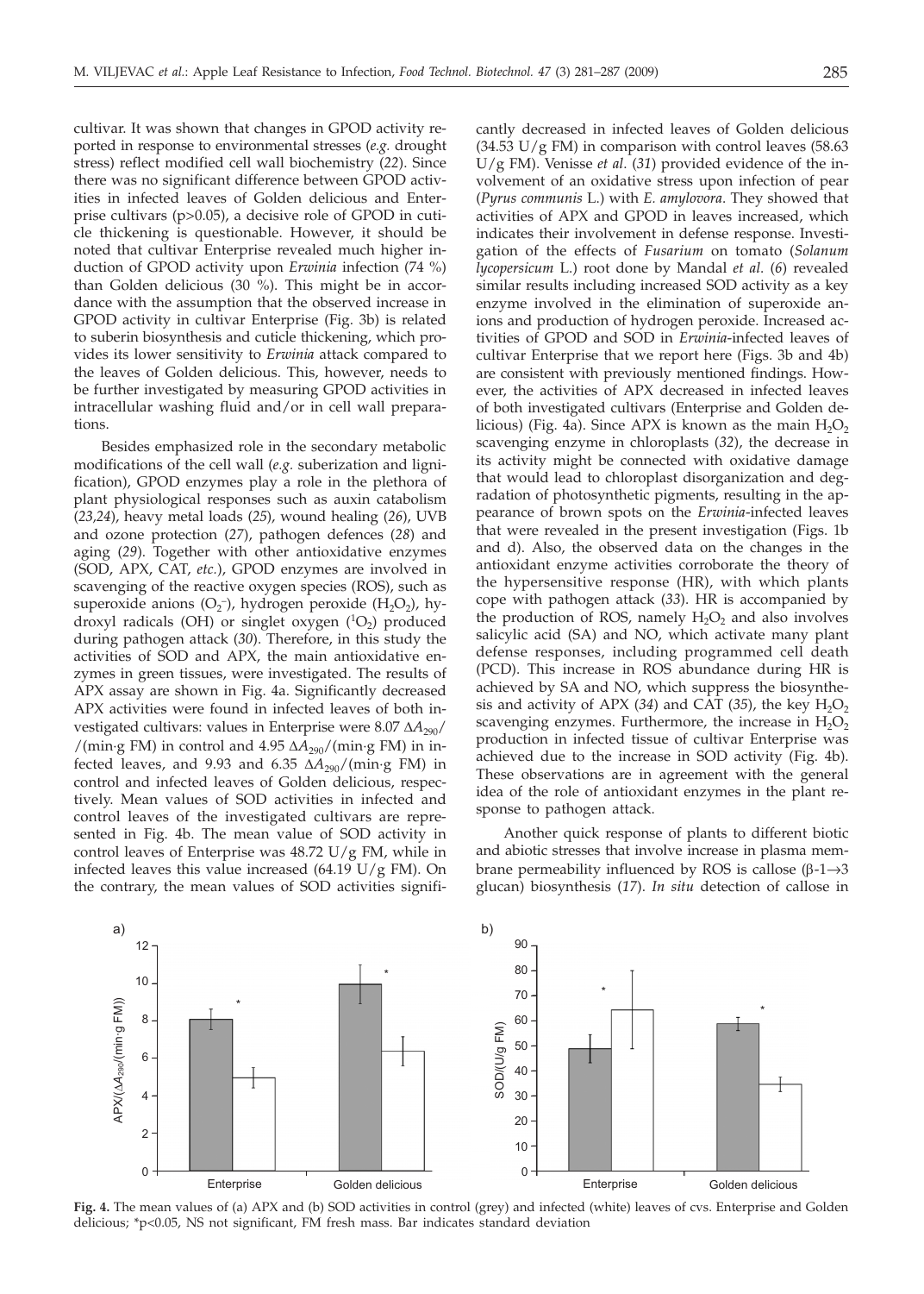cultivar. It was shown that changes in GPOD activity reported in response to environmental stresses (*e.g.* drought stress) reflect modified cell wall biochemistry (*22*). Since there was no significant difference between GPOD activities in infected leaves of Golden delicious and Enterprise cultivars ($p>0.05$), a decisive role of GPOD in cuticle thickening is questionable. However, it should be noted that cultivar Enterprise revealed much higher induction of GPOD activity upon *Erwinia* infection (74 %) than Golden delicious (30 %). This might be in accordance with the assumption that the observed increase in GPOD activity in cultivar Enterprise (Fig. 3b) is related to suberin biosynthesis and cuticle thickening, which provides its lower sensitivity to *Erwinia* attack compared to the leaves of Golden delicious. This, however, needs to be further investigated by measuring GPOD activities in intracellular washing fluid and/or in cell wall preparations.

Besides emphasized role in the secondary metabolic modifications of the cell wall (*e.g.* suberization and lignification), GPOD enzymes play a role in the plethora of plant physiological responses such as auxin catabolism (*23,24*), heavy metal loads (*25*), wound healing (*26*), UVB and ozone protection (*27*), pathogen defences (*28*) and aging (*29*). Together with other antioxidative enzymes (SOD, APX, CAT, *etc.*), GPOD enzymes are involved in scavenging of the reactive oxygen species (ROS), such as superoxide anions ($O_2^-$), hydrogen peroxide ($H_2O_2$), hydroxyl radicals (OH) or singlet oxygen ($^1O_2$) produced during pathogen attack (*30*). Therefore, in this study the activities of SOD and APX, the main antioxidative enzymes in green tissues, were investigated. The results of APX assay are shown in Fig. 4a. Significantly decreased APX activities were found in infected leaves of both investigated cultivars: values in Enterprise were 8.07 $\Delta A_{290}$/(min·g FM) in control and 4.95 $\Delta A_{290}$/(min·g FM) in infected leaves, and 9.93 and 6.35 $\Delta A_{290}$/(min·g FM) in control and infected leaves of Golden delicious, respectively. Mean values of SOD activities in infected and control leaves of the investigated cultivars are represented in Fig. 4b. The mean value of SOD activity in control leaves of Enterprise was 48.72 U/g FM, while in infected leaves this value increased (64.19 U/g FM). On the contrary, the mean values of SOD activities significantly decreased in infected leaves of Golden delicious (34.53 U/g FM) in comparison with control leaves (58.63 U/g FM). Venisse *et al.* (*31*) provided evidence of the involvement of an oxidative stress upon infection of pear (*Pyrus communis* L.) with *E. amylovora*. They showed that activities of APX and GPOD in leaves increased, which indicates their involvement in defense response. Investigation of the effects of *Fusarium* on tomato (*Solanum lycopersicum* L.) root done by Mandal *et al.* (*6*) revealed similar results including increased SOD activity as a key enzyme involved in the elimination of superoxide anions and production of hydrogen peroxide. Increased activities of GPOD and SOD in *Erwinia*-infected leaves of cultivar Enterprise that we report here (Figs. 3b and 4b) are consistent with previously mentioned findings. However, the activities of APX decreased in infected leaves of both investigated cultivars (Enterprise and Golden delicious) (Fig. 4a). Since APX is known as the main $H_2O_2$ scavenging enzyme in chloroplasts (*32*), the decrease in its activity might be connected with oxidative damage that would lead to chloroplast disorganization and degradation of photosynthetic pigments, resulting in the appearance of brown spots on the *Erwinia*-infected leaves that were revealed in the present investigation (Figs. 1b and d). Also, the observed data on the changes in the antioxidant enzyme activities corroborate the theory of the hypersensitive response (HR), with which plants cope with pathogen attack (*33*). HR is accompanied by the production of ROS, namely $H_2O_2$ and also involves salicylic acid (SA) and NO, which activate many plant defense responses, including programmed cell death (PCD). This increase in ROS abundance during HR is achieved by SA and NO, which suppress the biosynthesis and activity of APX (*34*) and CAT (*35*), the key $H_2O_2$ scavenging enzymes. Furthermore, the increase in $H_2O_2$ production in infected tissue of cultivar Enterprise was achieved due to the increase in SOD activity (Fig. 4b). These observations are in agreement with the general idea of the role of antioxidant enzymes in the plant response to pathogen attack.

Another quick response of plants to different biotic and abiotic stresses that involve increase in plasma membrane permeability influenced by ROS is callose ($\beta$-1→3 glucan) biosynthesis (*17*). *In situ* detection of callose in

**Fig. 4.** The mean values of (a) APX and (b) SOD activities in control (grey) and infected (white) leaves of cvs. Enterprise and Golden delicious; *$p<0.05$, NS not significant, FM fresh mass. Bar indicates standard deviation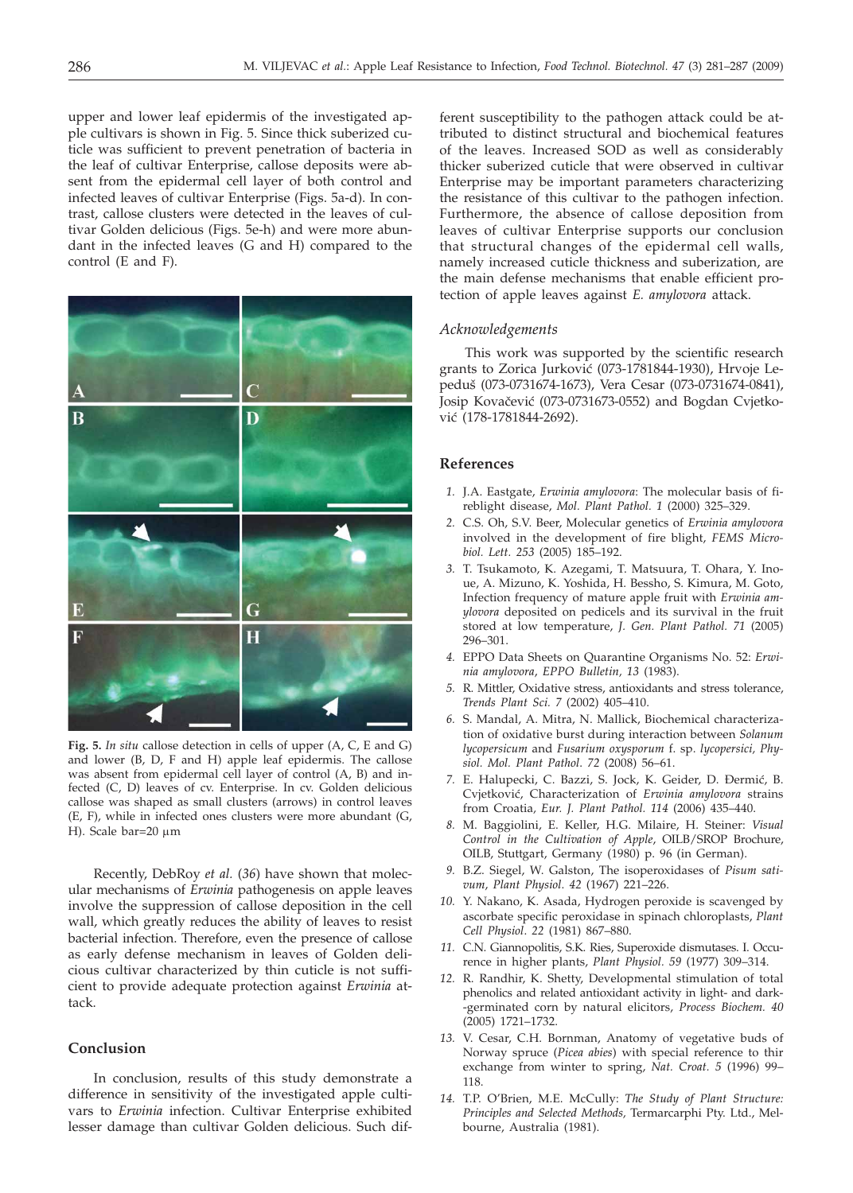upper and lower leaf epidermis of the investigated apple cultivars is shown in Fig. 5. Since thick suberized cuticle was sufficient to prevent penetration of bacteria in the leaf of cultivar Enterprise, callose deposits were absent from the epidermal cell layer of both control and infected leaves of cultivar Enterprise (Figs. 5a-d). In contrast, callose clusters were detected in the leaves of cultivar Golden delicious (Figs. 5e-h) and were more abundant in the infected leaves (G and H) compared to the control (E and F).

**Fig. 5.** *In situ* callose detection in cells of upper (A, C, E and G) and lower (B, D, F and H) apple leaf epidermis. The callose was absent from epidermal cell layer of control (A, B) and infected (C, D) leaves of cv. Enterprise. In cv. Golden delicious callose was shaped as small clusters (arrows) in control leaves (E, F), while in infected ones clusters were more abundant (G, H). Scale bar=20 μm

Recently, DebRoy *et al.* (*36*) have shown that molecular mechanisms of *Erwinia* pathogenesis on apple leaves involve the suppression of callose deposition in the cell wall, which greatly reduces the ability of leaves to resist bacterial infection. Therefore, even the presence of callose as early defense mechanism in leaves of Golden delicious cultivar characterized by thin cuticle is not sufficient to provide adequate protection against *Erwinia* attack.

## Conclusion

In conclusion, results of this study demonstrate a difference in sensitivity of the investigated apple cultivars to *Erwinia* infection. Cultivar Enterprise exhibited lesser damage than cultivar Golden delicious. Such different susceptibility to the pathogen attack could be attributed to distinct structural and biochemical features of the leaves. Increased SOD as well as considerably thicker suberized cuticle that were observed in cultivar Enterprise may be important parameters characterizing the resistance of this cultivar to the pathogen infection. Furthermore, the absence of callose deposition from leaves of cultivar Enterprise supports our conclusion that structural changes of the epidermal cell walls, namely increased cuticle thickness and suberization, are the main defense mechanisms that enable efficient protection of apple leaves against *E. amylovora* attack.

### *Acknowledgements*

This work was supported by the scientific research grants to Zorica Jurković (073-1781844-1930), Hrvoje Lepeduš (073-0731674-1673), Vera Cesar (073-0731674-0841), Josip Kovačević (073-0731673-0552) and Bogdan Cvjetković (178-1781844-2692).

## References

1. J.A. Eastgate, *Erwinia amylovora*: The molecular basis of fireblight disease, *Mol. Plant Pathol. 1* (2000) 325–329.
2. C.S. Oh, S.V. Beer, Molecular genetics of *Erwinia amylovora* involved in the development of fire blight, *FEMS Microbiol. Lett. 253* (2005) 185–192.
3. T. Tsukamoto, K. Azegami, T. Matsuura, T. Ohara, Y. Inoue, A. Mizuno, K. Yoshida, H. Bessho, S. Kimura, M. Goto, Infection frequency of mature apple fruit with *Erwinia amylovora* deposited on pedicels and its survival in the fruit stored at low temperature, *J. Gen. Plant Pathol. 71* (2005) 296–301.
4. EPPO Data Sheets on Quarantine Organisms No. 52: *Erwinia amylovora*, *EPPO Bulletin, 13* (1983).
5. R. Mittler, Oxidative stress, antioxidants and stress tolerance, *Trends Plant Sci. 7* (2002) 405–410.
6. S. Mandal, A. Mitra, N. Mallick, Biochemical characterization of oxidative burst during interaction between *Solanum lycopersicum* and *Fusarium oxysporum f.* sp. *lycopersici*, *Physiol. Mol. Plant Pathol. 72* (2008) 56–61.
7. E. Halupecki, C. Bazzi, S. Jock, K. Geider, D. Đermić, B. Cvjetković, Characterization of *Erwinia amylovora* strains from Croatia, *Eur. J. Plant Pathol. 114* (2006) 435–440.
8. M. Baggiolini, E. Keller, H.G. Milaire, H. Steiner: *Visual Control in the Cultivation of Apple*, OILB/SROP Brochure, OILB, Stuttgart, Germany (1980) p. 96 (in German).
9. B.Z. Siegel, W. Galston, The isoperoxidases of *Pisum sativum*, *Plant Physiol. 42* (1967) 221–226.
10. Y. Nakano, K. Asada, Hydrogen peroxide is scavenged by ascorbate specific peroxidase in spinach chloroplasts, *Plant Cell Physiol. 22* (1981) 867–880.
11. C.N. Giannopolitis, S.K. Ries, Superoxide dismutases. I. Occurence in higher plants, *Plant Physiol. 59* (1977) 309–314.
12. R. Randhir, K. Shetty, Developmental stimulation of total phenolics and related antioxidant activity in light- and dark-germinated corn by natural elicitors, *Process Biochem. 40* (2005) 1721–1732.
13. V. Cesar, C.H. Bornman, Anatomy of vegetative buds of Norway spruce (*Picea abies*) with special reference to thir exchange from winter to spring, *Nat. Croat. 5* (1996) 99–118.
14. T.P. O'Brien, M.E. McCully: *The Study of Plant Structure: Principles and Selected Methods*, Termarcarphi Pty. Ltd., Melbourne, Australia (1981).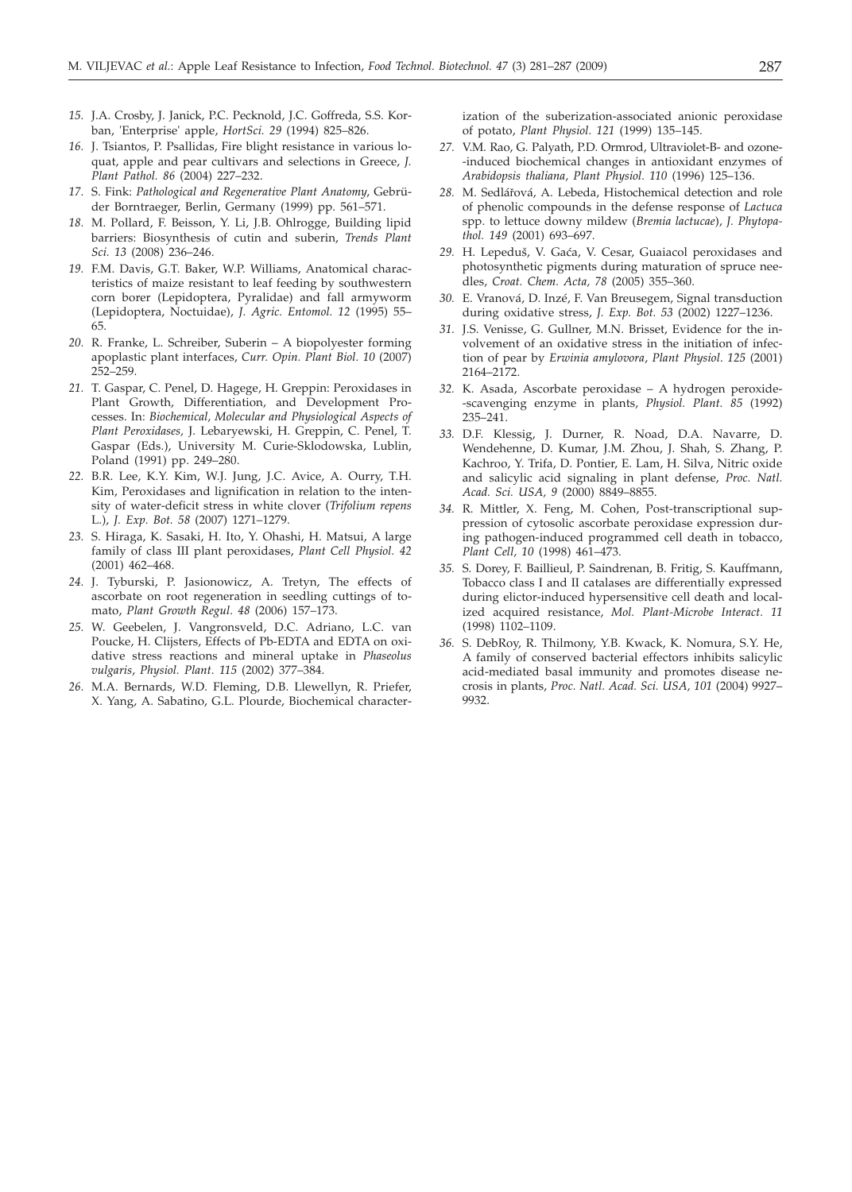*15.* J.A. Crosby, J. Janick, P.C. Pecknold, J.C. Goffreda, S.S. Korban, 'Enterprise' apple, *HortSci. 29* (1994) 825–826.

*16.* J. Tsiantos, P. Psallidas, Fire blight resistance in various loquat, apple and pear cultivars and selections in Greece, *J. Plant Pathol. 86* (2004) 227–232.

*17.* S. Fink: *Pathological and Regenerative Plant Anatomy*, Gebrüder Borntraeger, Berlin, Germany (1999) pp. 561–571.

*18.* M. Pollard, F. Beisson, Y. Li, J.B. Ohlrogge, Building lipid barriers: Biosynthesis of cutin and suberin, *Trends Plant Sci. 13* (2008) 236–246.

*19.* F.M. Davis, G.T. Baker, W.P. Williams, Anatomical characteristics of maize resistant to leaf feeding by southwestern corn borer (Lepidoptera, Pyralidae) and fall armyworm (Lepidoptera, Noctuidae), *J. Agric. Entomol. 12* (1995) 55–65.

*20.* R. Franke, L. Schreiber, Suberin – A biopolyester forming apoplastic plant interfaces, *Curr. Opin. Plant Biol. 10* (2007) 252–259.

*21.* T. Gaspar, C. Penel, D. Hagege, H. Greppin: Peroxidases in Plant Growth, Differentiation, and Development Processes. In: *Biochemical, Molecular and Physiological Aspects of Plant Peroxidases*, J. Lebaryewski, H. Greppin, C. Penel, T. Gaspar (Eds.), University M. Curie-Sklodowska, Lublin, Poland (1991) pp. 249–280.

*22.* B.R. Lee, K.Y. Kim, W.J. Jung, J.C. Avice, A. Ourry, T.H. Kim, Peroxidases and lignification in relation to the intensity of water-deficit stress in white clover (*Trifolium repens* L.), *J. Exp. Bot. 58* (2007) 1271–1279.

*23.* S. Hiraga, K. Sasaki, H. Ito, Y. Ohashi, H. Matsui, A large family of class III plant peroxidases, *Plant Cell Physiol. 42* (2001) 462–468.

*24.* J. Tyburski, P. Jasionowicz, A. Tretyn, The effects of ascorbate on root regeneration in seedling cuttings of tomato, *Plant Growth Regul. 48* (2006) 157–173.

*25.* W. Geebelen, J. Vangronsveld, D.C. Adriano, L.C. van Poucke, H. Clijsters, Effects of Pb-EDTA and EDTA on oxidative stress reactions and mineral uptake in *Phaseolus vulgaris*, *Physiol. Plant. 115* (2002) 377–384.

*26.* M.A. Bernards, W.D. Fleming, D.B. Llewellyn, R. Priefer, X. Yang, A. Sabatino, G.L. Plourde, Biochemical characterization of the suberization-associated anionic peroxidase of potato, *Plant Physiol. 121* (1999) 135–145.

*27.* V.M. Rao, G. Palyath, P.D. Ormrod, Ultraviolet-B- and ozone-induced biochemical changes in antioxidant enzymes of *Arabidopsis thaliana*, *Plant Physiol. 110* (1996) 125–136.

*28.* M. Sedlářová, A. Lebeda, Histochemical detection and role of phenolic compounds in the defense response of *Lactuca* spp. to lettuce downy mildew (*Bremia lactucae*), *J. Phytopathol. 149* (2001) 693–697.

*29.* H. Lepeduš, V. Gaća, V. Cesar, Guaiacol peroxidases and photosynthetic pigments during maturation of spruce needles, *Croat. Chem. Acta, 78* (2005) 355–360.

*30.* E. Vranová, D. Inzé, F. Van Breusegem, Signal transduction during oxidative stress, *J. Exp. Bot. 53* (2002) 1227–1236.

*31.* J.S. Venisse, G. Gullner, M.N. Brisset, Evidence for the involvement of an oxidative stress in the initiation of infection of pear by *Erwinia amylovora*, *Plant Physiol. 125* (2001) 2164–2172.

*32.* K. Asada, Ascorbate peroxidase – A hydrogen peroxide-scavenging enzyme in plants, *Physiol. Plant. 85* (1992) 235–241.

*33.* D.F. Klessig, J. Durner, R. Noad, D.A. Navarre, D. Wendehenne, D. Kumar, J.M. Zhou, J. Shah, S. Zhang, P. Kachroo, Y. Trifa, D. Pontier, E. Lam, H. Silva, Nitric oxide and salicylic acid signaling in plant defense, *Proc. Natl. Acad. Sci. USA, 9* (2000) 8849–8855.

*34.* R. Mittler, X. Feng, M. Cohen, Post-transcriptional suppression of cytosolic ascorbate peroxidase expression during pathogen-induced programmed cell death in tobacco, *Plant Cell, 10* (1998) 461–473.

*35.* S. Dorey, F. Baillieul, P. Saindrenan, B. Fritig, S. Kauffmann, Tobacco class I and II catalases are differentially expressed during elicitor-induced hypersensitive cell death and localized acquired resistance, *Mol. Plant-Microbe Interact. 11* (1998) 1102–1109.

*36.* S. DebRoy, R. Thilmony, Y.B. Kwack, K. Nomura, S.Y. He, A family of conserved bacterial effectors inhibits salicylic acid-mediated basal immunity and promotes disease necrosis in plants, *Proc. Natl. Acad. Sci. USA, 101* (2004) 9927–9932.